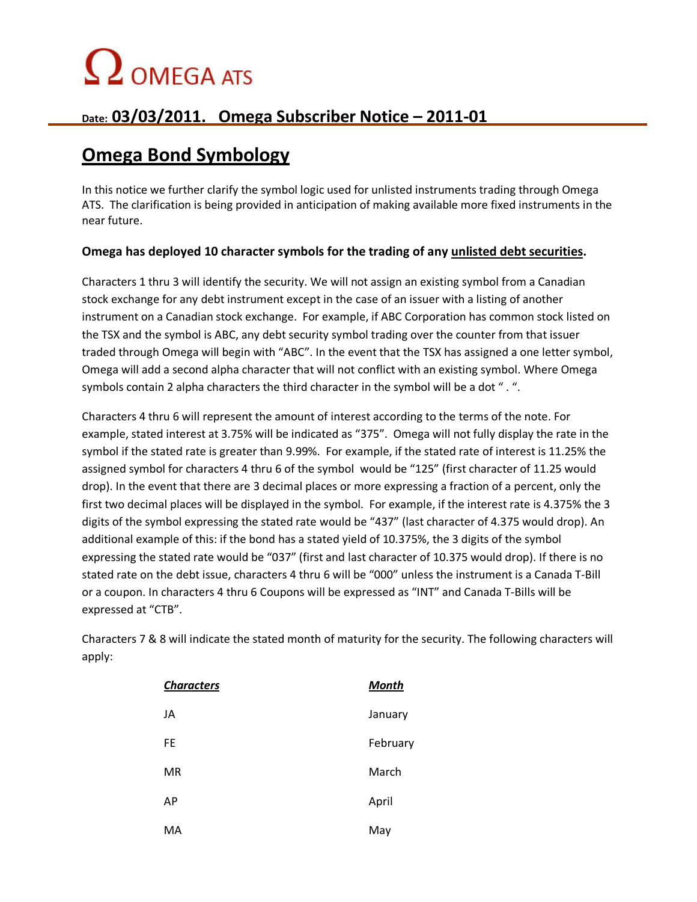# Ω OMEGA ATS

## Date: 03/03/2011. Omega Subscriber Notice – 2011-01

## Omega Bond Symbology

In this notice we further clarify the symbol logic used for unlisted instruments trading through Omega ATS. The clarification is being provided in anticipation of making available more fixed instruments in the near future.

**Omega has deployed 10 character symbols for the trading of any unlisted debt securities.**

Characters 1 thru 3 will identify the security. We will not assign an existing symbol from a Canadian stock exchange for any debt instrument except in the case of an issuer with a listing of another instrument on a Canadian stock exchange. For example, if ABC Corporation has common stock listed on the TSX and the symbol is ABC, any debt security symbol trading over the counter from that issuer traded through Omega will begin with "ABC". In the event that the TSX has assigned a one letter symbol, Omega will add a second alpha character that will not conflict with an existing symbol. Where Omega symbols contain 2 alpha characters the third character in the symbol will be a dot " . ".

Characters 4 thru 6 will represent the amount of interest according to the terms of the note. For example, stated interest at 3.75% will be indicated as "375". Omega will not fully display the rate in the symbol if the stated rate is greater than 9.99%. For example, if the stated rate of interest is 11.25% the assigned symbol for characters 4 thru 6 of the symbol would be "125" (first character of 11.25 would drop). In the event that there are 3 decimal places or more expressing a fraction of a percent, only the first two decimal places will be displayed in the symbol. For example, if the interest rate is 4.375% the 3 digits of the symbol expressing the stated rate would be "437" (last character of 4.375 would drop). An additional example of this: if the bond has a stated yield of 10.375%, the 3 digits of the symbol expressing the stated rate would be "037" (first and last character of 10.375 would drop). If there is no stated rate on the debt issue, characters 4 thru 6 will be "000" unless the instrument is a Canada T-Bill or a coupon. In characters 4 thru 6 Coupons will be expressed as "INT" and Canada T-Bills will be expressed at "CTB".

Characters 7 & 8 will indicate the stated month of maturity for the security. The following characters will apply:

| ***Characters*** | ***Month*** |
|---|---|
| JA | January |
| FE | February |
| MR | March |
| AP | April |
| MA | May |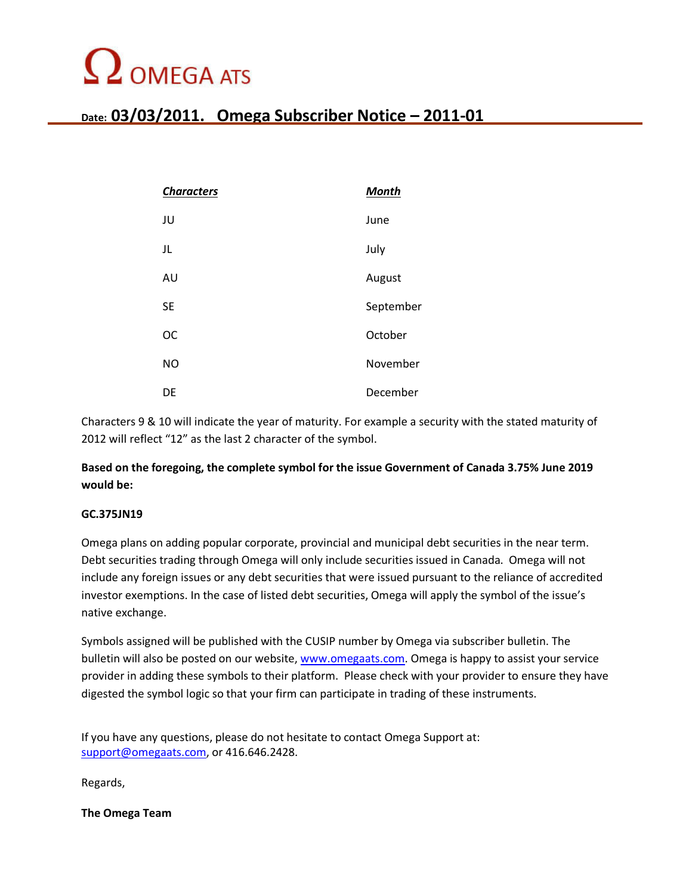# Ω OMEGA ATS

**Date: 03/03/2011. Omega Subscriber Notice – 2011-01**

| ***Characters*** | ***Month*** |
|---|---|
| JU | June |
| JL | July |
| AU | August |
| SE | September |
| OC | October |
| NO | November |
| DE | December |

Characters 9 & 10 will indicate the year of maturity. For example a security with the stated maturity of 2012 will reflect “12” as the last 2 character of the symbol.

**Based on the foregoing, the complete symbol for the issue Government of Canada 3.75% June 2019 would be:**

**GC.375JN19**

Omega plans on adding popular corporate, provincial and municipal debt securities in the near term. Debt securities trading through Omega will only include securities issued in Canada. Omega will not include any foreign issues or any debt securities that were issued pursuant to the reliance of accredited investor exemptions. In the case of listed debt securities, Omega will apply the symbol of the issue’s native exchange.

Symbols assigned will be published with the CUSIP number by Omega via subscriber bulletin. The bulletin will also be posted on our website, www.omegaats.com. Omega is happy to assist your service provider in adding these symbols to their platform. Please check with your provider to ensure they have digested the symbol logic so that your firm can participate in trading of these instruments.

If you have any questions, please do not hesitate to contact Omega Support at: support@omegaats.com, or 416.646.2428.

Regards,

**The Omega Team**